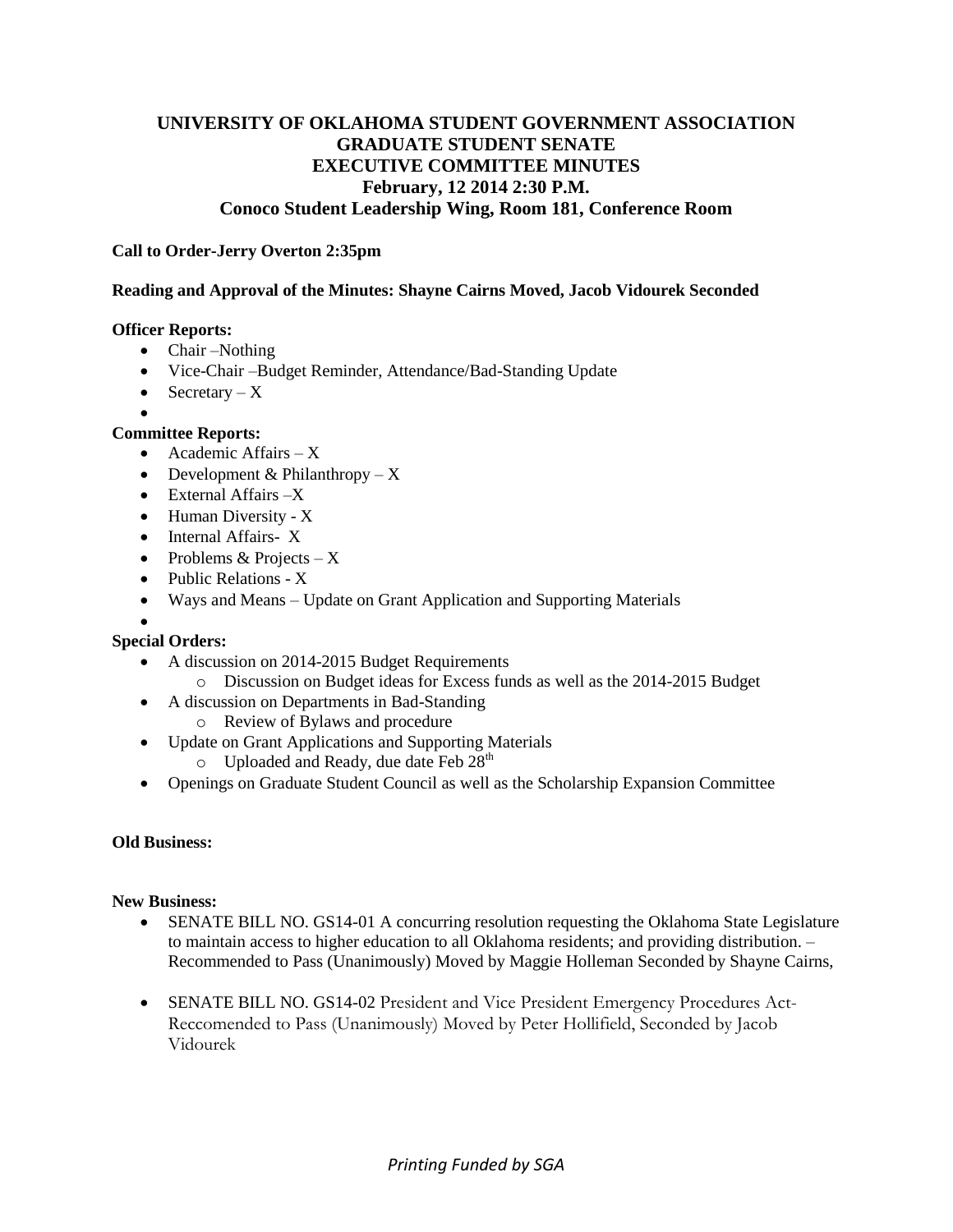# UNIVERSITY OF OKLAHOMA STUDENT GOVERNMENT ASSOCIATION
## GRADUATE STUDENT SENATE
## EXECUTIVE COMMITTEE MINUTES
### February, 12 2014 2:30 P.M.
### Conoco Student Leadership Wing, Room 181, Conference Room

**Call to Order-Jerry Overton 2:35pm**

**Reading and Approval of the Minutes: Shayne Cairns Moved, Jacob Vidourek Seconded**

**Officer Reports:**

- Chair –Nothing
- Vice-Chair –Budget Reminder, Attendance/Bad-Standing Update
- Secretary – X
- 

**Committee Reports:**

- Academic Affairs – X
- Development & Philanthropy – X
- External Affairs –X
- Human Diversity - X
- Internal Affairs- X
- Problems & Projects – X
- Public Relations - X
- Ways and Means – Update on Grant Application and Supporting Materials
- 

**Special Orders:**

- A discussion on 2014-2015 Budget Requirements
  - Discussion on Budget ideas for Excess funds as well as the 2014-2015 Budget
- A discussion on Departments in Bad-Standing
  - Review of Bylaws and procedure
- Update on Grant Applications and Supporting Materials
  - Uploaded and Ready, due date Feb 28th
- Openings on Graduate Student Council as well as the Scholarship Expansion Committee

**Old Business:**

**New Business:**

- SENATE BILL NO. GS14-01 A concurring resolution requesting the Oklahoma State Legislature to maintain access to higher education to all Oklahoma residents; and providing distribution. – Recommended to Pass (Unanimously) Moved by Maggie Holleman Seconded by Shayne Cairns,
- SENATE BILL NO. GS14-02 President and Vice President Emergency Procedures Act- Reccomended to Pass (Unanimously) Moved by Peter Hollifield, Seconded by Jacob Vidourek

*Printing Funded by SGA*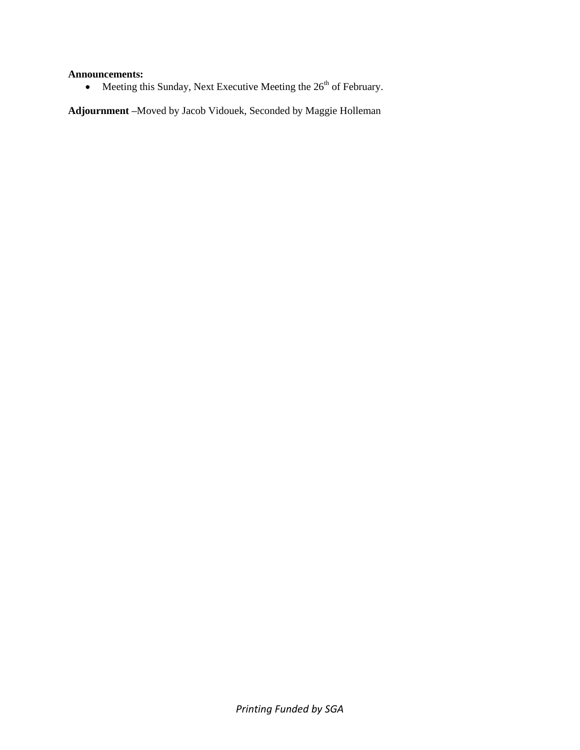**Announcements:**

- Meeting this Sunday, Next Executive Meeting the 26th of February.

**Adjournment** –Moved by Jacob Vidouek, Seconded by Maggie Holleman

*Printing Funded by SGA*